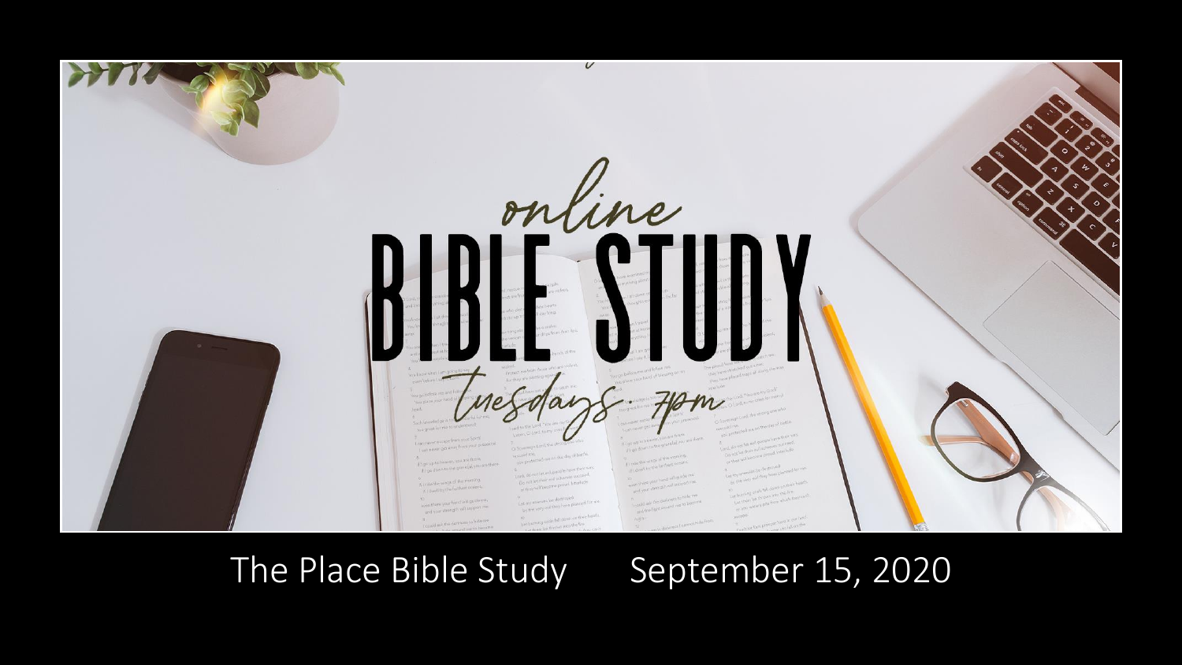# online BIBLE STUDY

tuesdays 7pm

The Place Bible Study September 15, 2020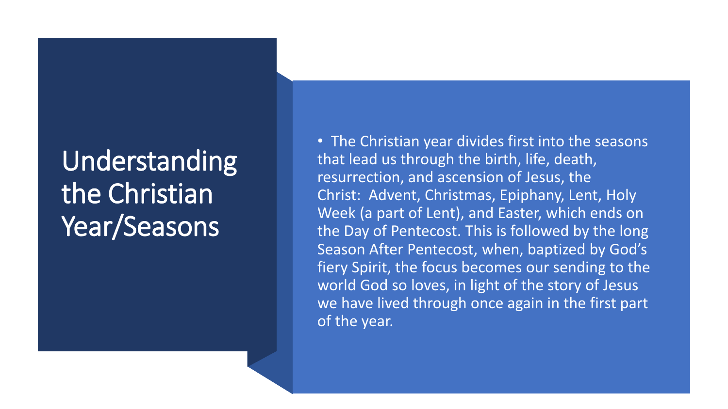# Understanding the Christian Year/Seasons

- The Christian year divides first into the seasons that lead us through the birth, life, death, resurrection, and ascension of Jesus, the Christ: Advent, Christmas, Epiphany, Lent, Holy Week (a part of Lent), and Easter, which ends on the Day of Pentecost. This is followed by the long Season After Pentecost, when, baptized by God's fiery Spirit, the focus becomes our sending to the world God so loves, in light of the story of Jesus we have lived through once again in the first part of the year.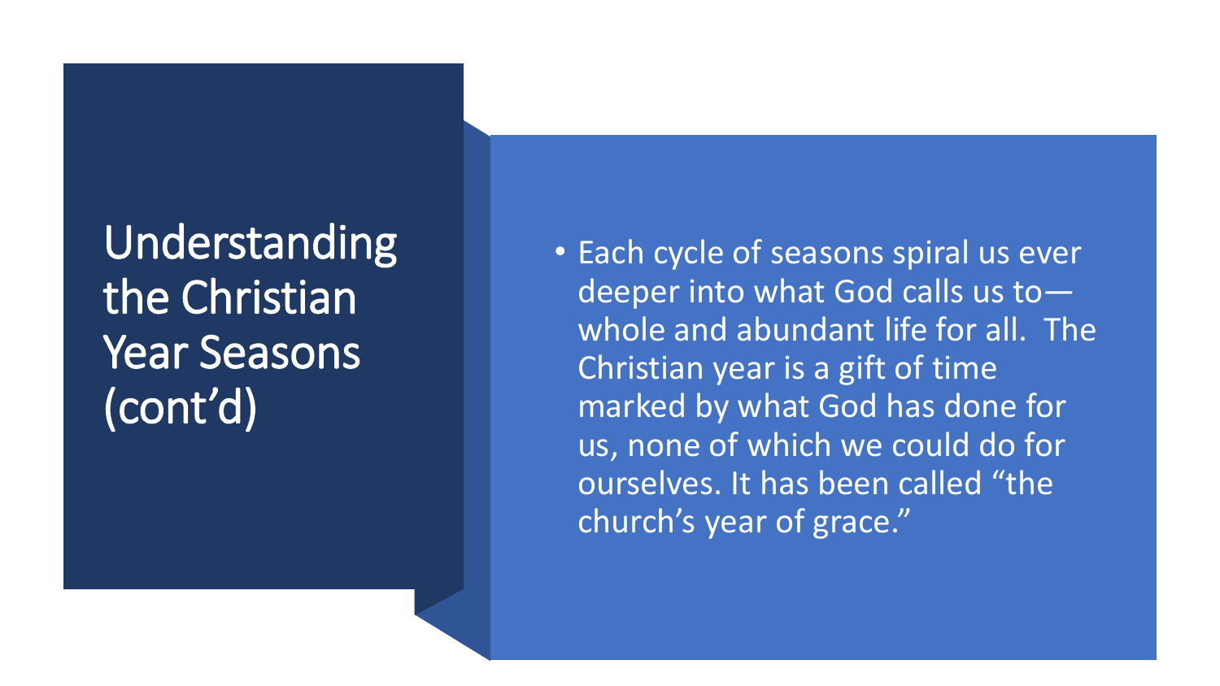# Understanding the Christian Year Seasons (cont'd)

- Each cycle of seasons spiral us ever deeper into what God calls us to—whole and abundant life for all. The Christian year is a gift of time marked by what God has done for us, none of which we could do for ourselves. It has been called "the church's year of grace."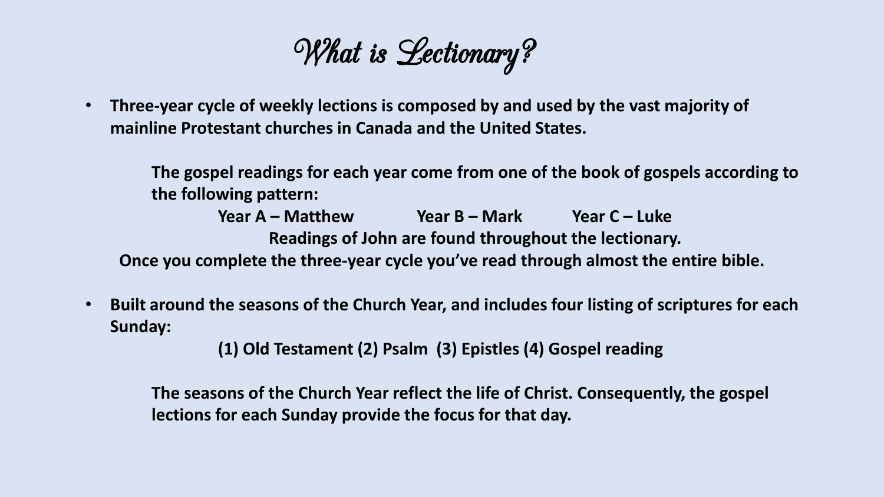# What is Lectionary?

- **Three-year cycle of weekly lections is composed by and used by the vast majority of mainline Protestant churches in Canada and the United States.**

  **The gospel readings for each year come from one of the book of gospels according to the following pattern:**

  **Year A – Matthew    Year B – Mark    Year C – Luke**

  **Readings of John are found throughout the lectionary.**

  **Once you complete the three-year cycle you've read through almost the entire bible.**

- **Built around the seasons of the Church Year, and includes four listing of scriptures for each Sunday:**

  **(1) Old Testament (2) Psalm (3) Epistles (4) Gospel reading**

  **The seasons of the Church Year reflect the life of Christ. Consequently, the gospel lections for each Sunday provide the focus for that day.**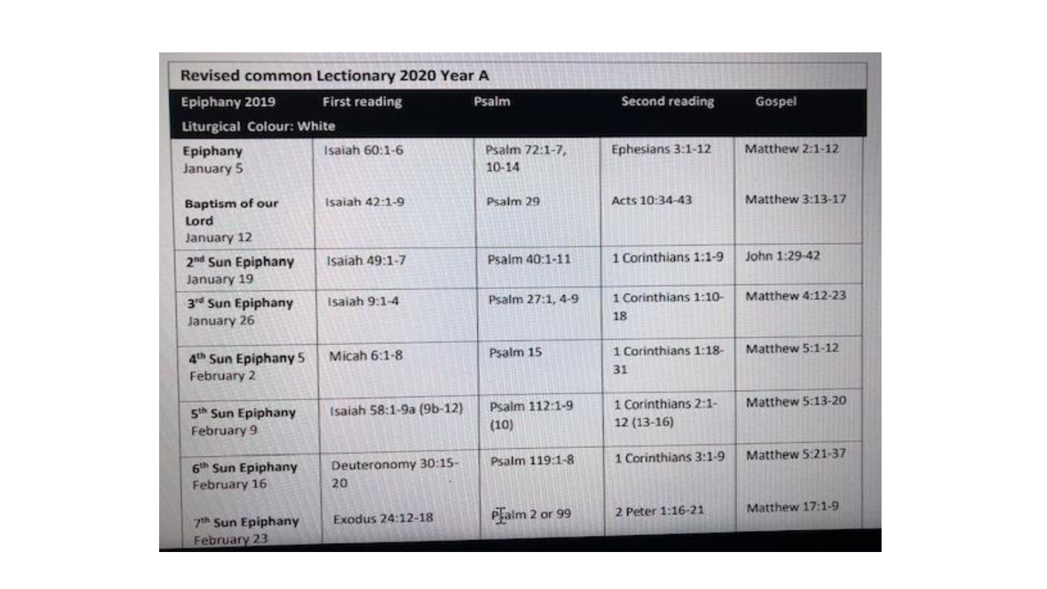## Revised common Lectionary 2020 Year A

| Epiphany 2019 Liturgical Colour: White | First reading | Psalm | Second reading | Gospel |
|---|---|---|---|---|
| **Epiphany** January 5 | Isaiah 60:1-6 | Psalm 72:1-7, 10-14 | Ephesians 3:1-12 | Matthew 2:1-12 |
| **Baptism of our Lord** January 12 | Isaiah 42:1-9 | Psalm 29 | Acts 10:34-43 | Matthew 3:13-17 |
| **2nd Sun Epiphany** January 19 | Isaiah 49:1-7 | Psalm 40:1-11 | 1 Corinthians 1:1-9 | John 1:29-42 |
| **3rd Sun Epiphany** January 26 | Isaiah 9:1-4 | Psalm 27:1, 4-9 | 1 Corinthians 1:10-18 | Matthew 4:12-23 |
| **4th Sun Epiphany 5** February 2 | Micah 6:1-8 | Psalm 15 | 1 Corinthians 1:18-31 | Matthew 5:1-12 |
| **5th Sun Epiphany** February 9 | Isaiah 58:1-9a (9b-12) | Psalm 112:1-9 (10) | 1 Corinthians 2:1-12 (13-16) | Matthew 5:13-20 |
| **6th Sun Epiphany** February 16 | Deuteronomy 30:15-20 | Psalm 119:1-8 | 1 Corinthians 3:1-9 | Matthew 5:21-37 |
| **7th Sun Epiphany** February 23 | Exodus 24:12-18 | Psalm 2 or 99 | 2 Peter 1:16-21 | Matthew 17:1-9 |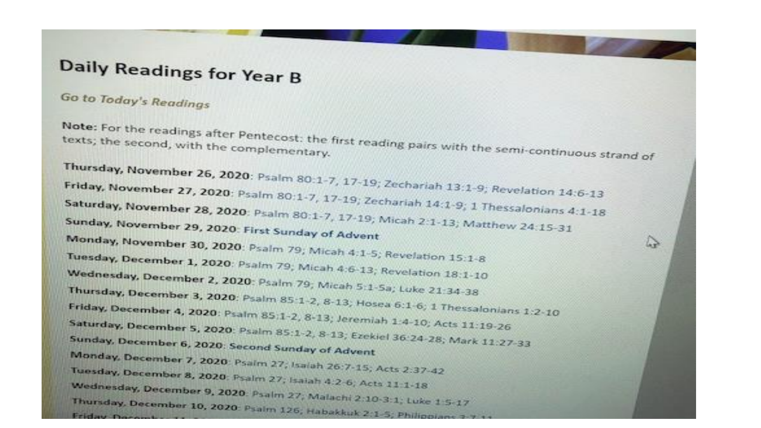# Daily Readings for Year B

*Go to Today's Readings*

**Note:** For the readings after Pentecost: the first reading pairs with the semi-continuous strand of texts; the second, with the complementary.

**Thursday, November 26, 2020**: Psalm 80:1-7, 17-19; Zechariah 13:1-9; Revelation 14:6-13
**Friday, November 27, 2020**: Psalm 80:1-7, 17-19; Zechariah 14:1-9; 1 Thessalonians 4:1-18
**Saturday, November 28, 2020**: Psalm 80:1-7, 17-19; Micah 2:1-13; Matthew 24:15-31
**Sunday, November 29, 2020**: **First Sunday of Advent**
**Monday, November 30, 2020**: Psalm 79; Micah 4:1-5; Revelation 15:1-8
**Tuesday, December 1, 2020**: Psalm 79; Micah 4:6-13; Revelation 18:1-10
**Wednesday, December 2, 2020**: Psalm 79; Micah 5:1-5a; Luke 21:34-38
**Thursday, December 3, 2020**: Psalm 85:1-2, 8-13; Hosea 6:1-6; 1 Thessalonians 1:2-10
**Friday, December 4, 2020**: Psalm 85:1-2, 8-13; Jeremiah 1:4-10; Acts 11:19-26
**Saturday, December 5, 2020**: Psalm 85:1-2, 8-13; Ezekiel 36:24-28; Mark 11:27-33
**Sunday, December 6, 2020**: **Second Sunday of Advent**
**Monday, December 7, 2020**: Psalm 27; Isaiah 26:7-15; Acts 2:37-42
**Tuesday, December 8, 2020**: Psalm 27; Isaiah 4:2-6; Acts 11:1-18
**Wednesday, December 9, 2020**: Psalm 27; Malachi 2:10-3:1; Luke 1:5-17
**Thursday, December 10, 2020**: Psalm 126; Habakkuk 2:1-5; Philippians 3:7-11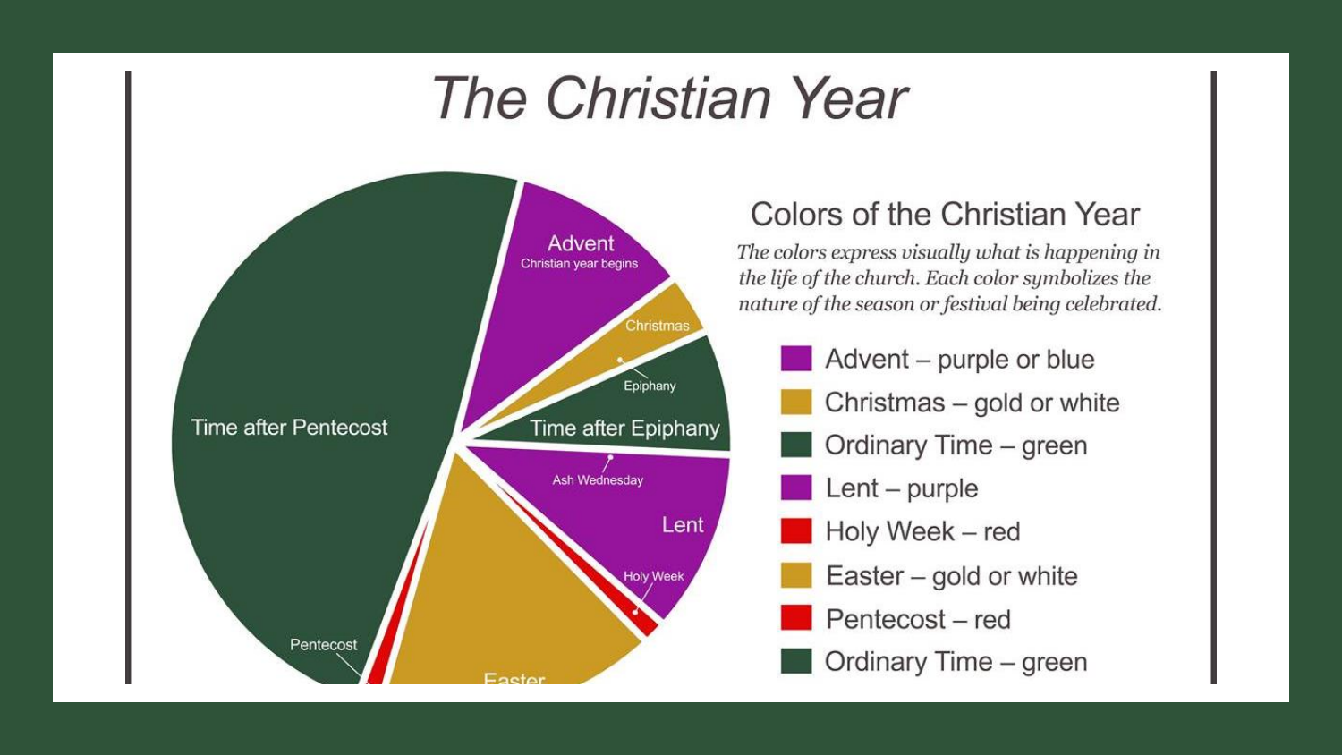# The Christian Year

Advent
Christian year begins

Christmas

Epiphany

Time after Epiphany

Ash Wednesday

Lent

Holy Week

Easter

Pentecost

Time after Pentecost

## Colors of the Christian Year

*The colors express visually what is happening in the life of the church. Each color symbolizes the nature of the season or festival being celebrated.*

- Advent – purple or blue
- Christmas – gold or white
- Ordinary Time – green
- Lent – purple
- Holy Week – red
- Easter – gold or white
- Pentecost – red
- Ordinary Time – green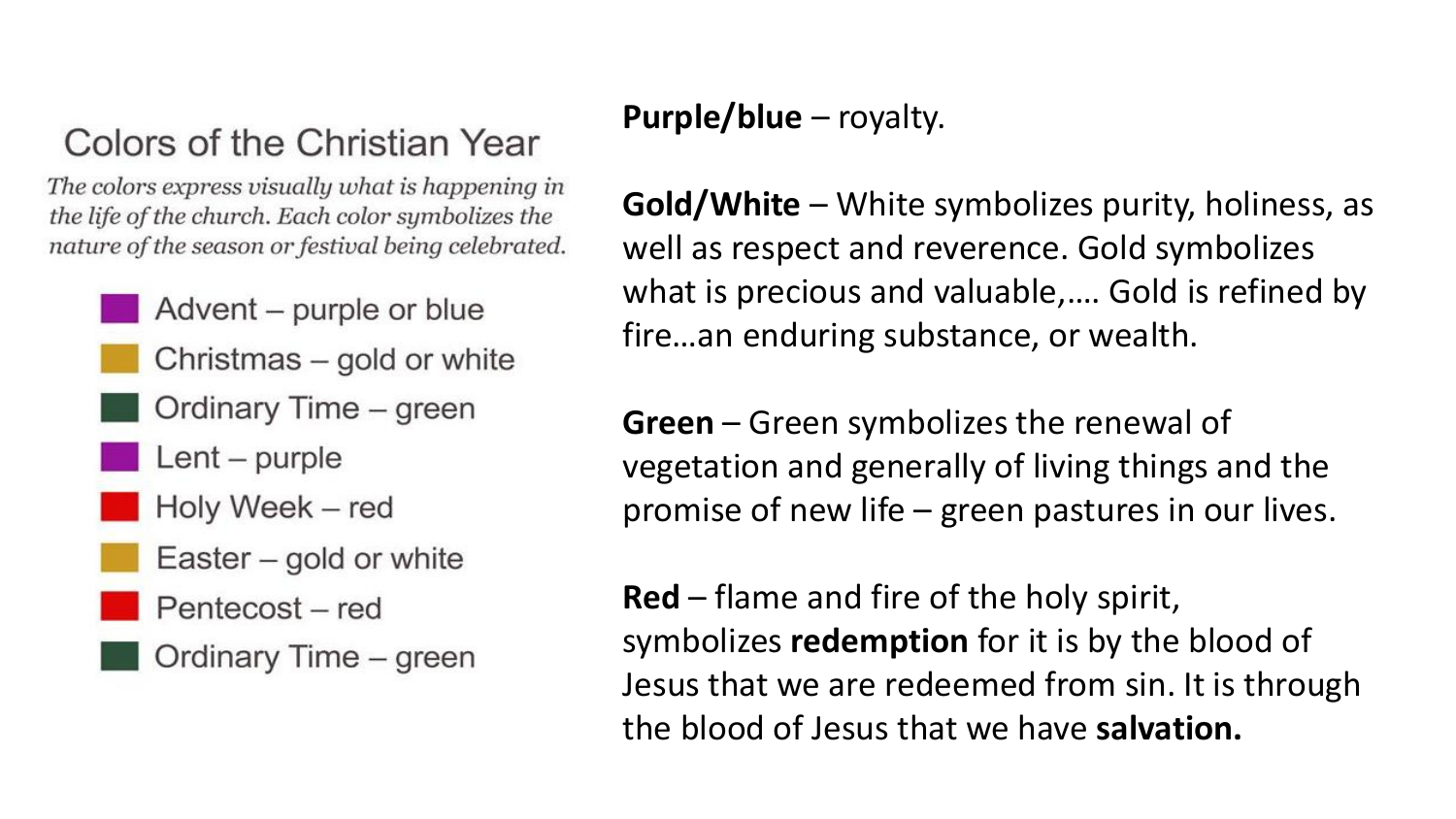## Colors of the Christian Year

*The colors express visually what is happening in the life of the church. Each color symbolizes the nature of the season or festival being celebrated.*

- Advent – purple or blue
- Christmas – gold or white
- Ordinary Time – green
- Lent – purple
- Holy Week – red
- Easter – gold or white
- Pentecost – red
- Ordinary Time – green

**Purple/blue** – royalty.

**Gold/White** – White symbolizes purity, holiness, as well as respect and reverence. Gold symbolizes what is precious and valuable,…. Gold is refined by fire…an enduring substance, or wealth.

**Green** – Green symbolizes the renewal of vegetation and generally of living things and the promise of new life – green pastures in our lives.

**Red** – flame and fire of the holy spirit, symbolizes **redemption** for it is by the blood of Jesus that we are redeemed from sin. It is through the blood of Jesus that we have **salvation.**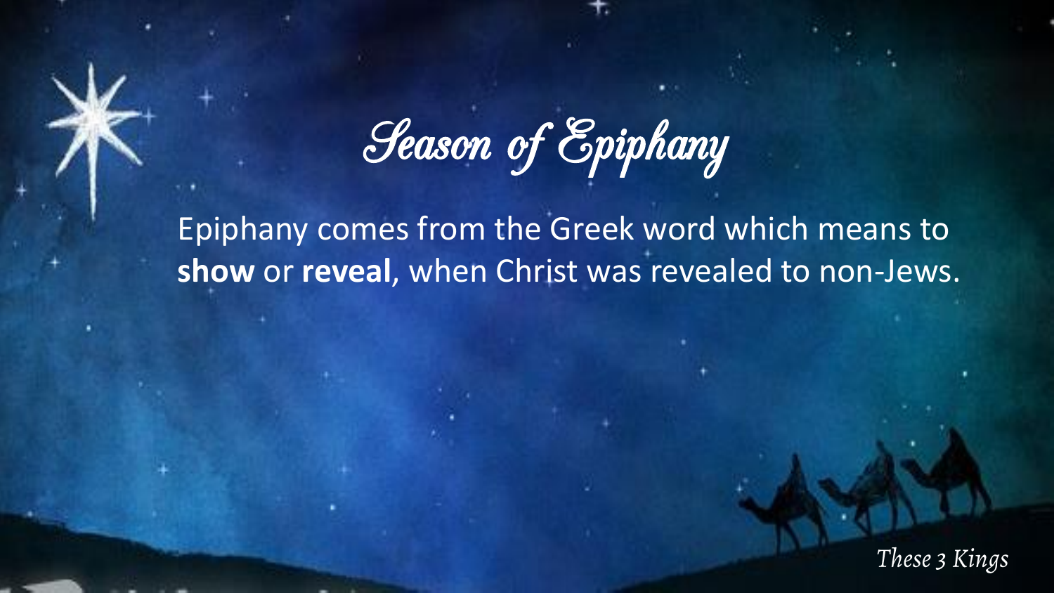# Season of Epiphany

Epiphany comes from the Greek word which means to **show** or **reveal**, when Christ was revealed to non-Jews.

*These 3 Kings*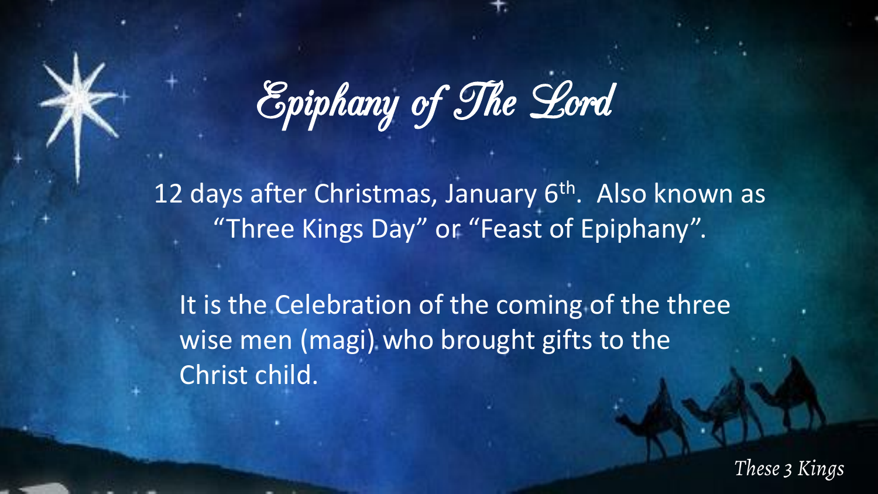# Epiphany of The Lord

12 days after Christmas, January 6th. Also known as "Three Kings Day" or "Feast of Epiphany".

It is the Celebration of the coming of the three wise men (magi) who brought gifts to the Christ child.

*These 3 Kings*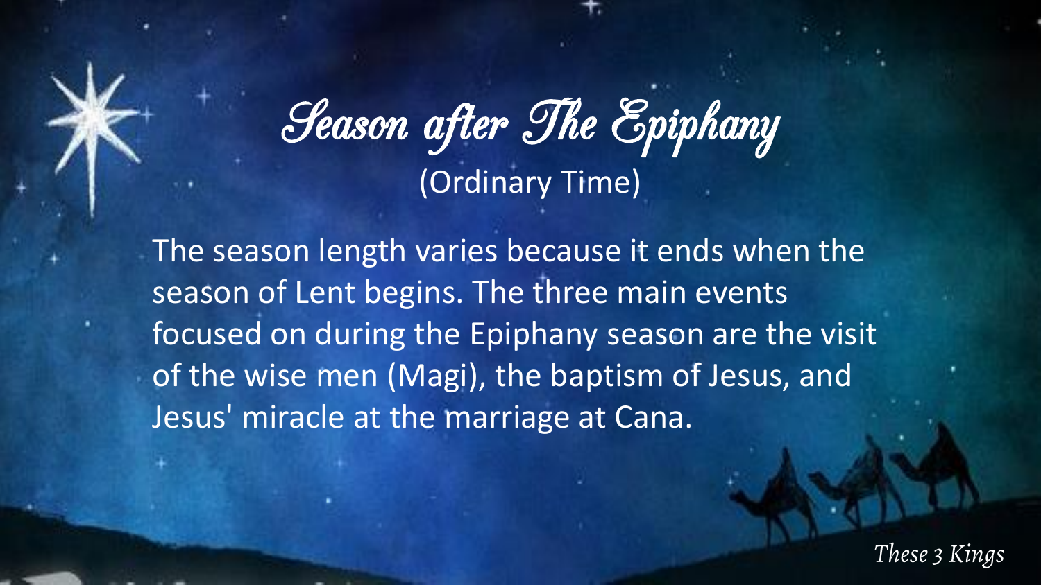# Season after The Epiphany

(Ordinary Time)

The season length varies because it ends when the season of Lent begins. The three main events focused on during the Epiphany season are the visit of the wise men (Magi), the baptism of Jesus, and Jesus' miracle at the marriage at Cana.

*These 3 Kings*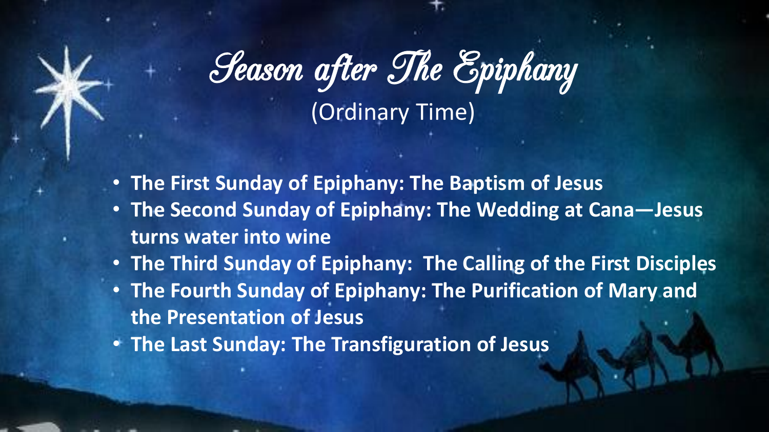# Season after The Epiphany

(Ordinary Time)

- **The First Sunday of Epiphany: The Baptism of Jesus**
- **The Second Sunday of Epiphany: The Wedding at Cana—Jesus turns water into wine**
- **The Third Sunday of Epiphany: The Calling of the First Disciples**
- **The Fourth Sunday of Epiphany: The Purification of Mary and the Presentation of Jesus**
- **The Last Sunday: The Transfiguration of Jesus**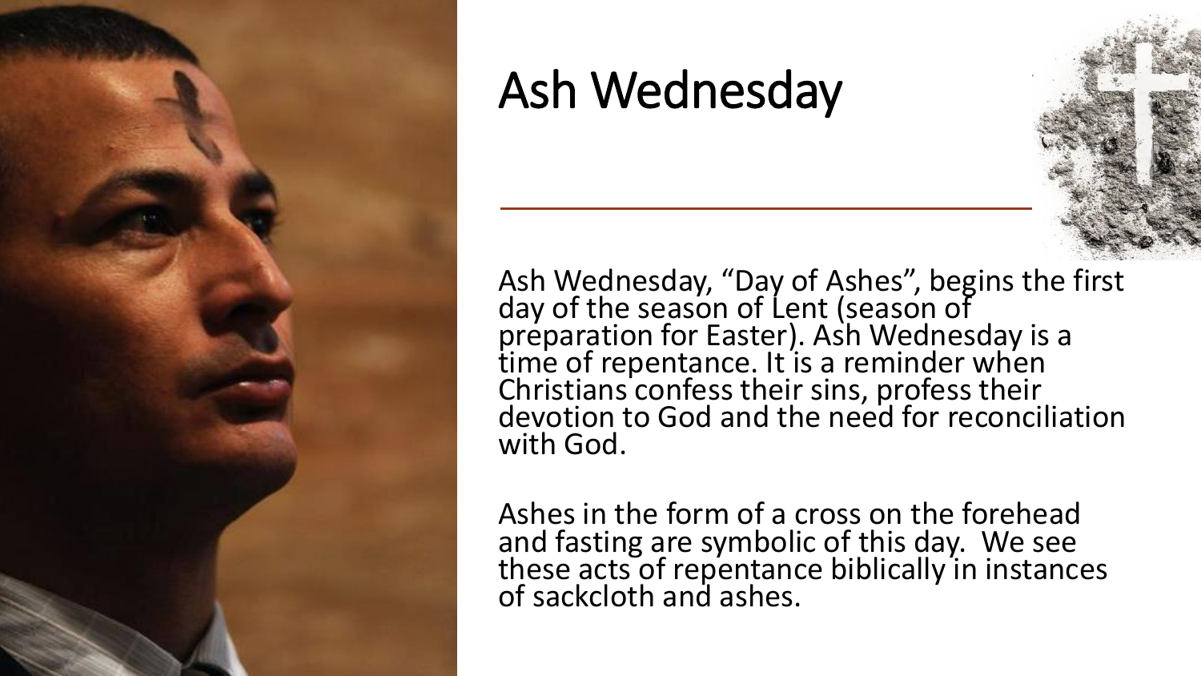# Ash Wednesday

Ash Wednesday, "Day of Ashes", begins the first day of the season of Lent (season of preparation for Easter). Ash Wednesday is a time of repentance. It is a reminder when Christians confess their sins, profess their devotion to God and the need for reconciliation with God.

Ashes in the form of a cross on the forehead and fasting are symbolic of this day. We see these acts of repentance biblically in instances of sackcloth and ashes.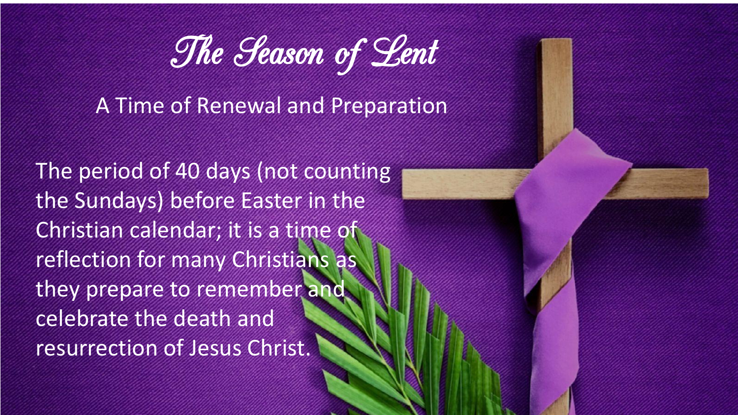# The Season of Lent

A Time of Renewal and Preparation

The period of 40 days (not counting the Sundays) before Easter in the Christian calendar; it is a time of reflection for many Christians as they prepare to remember and celebrate the death and resurrection of Jesus Christ.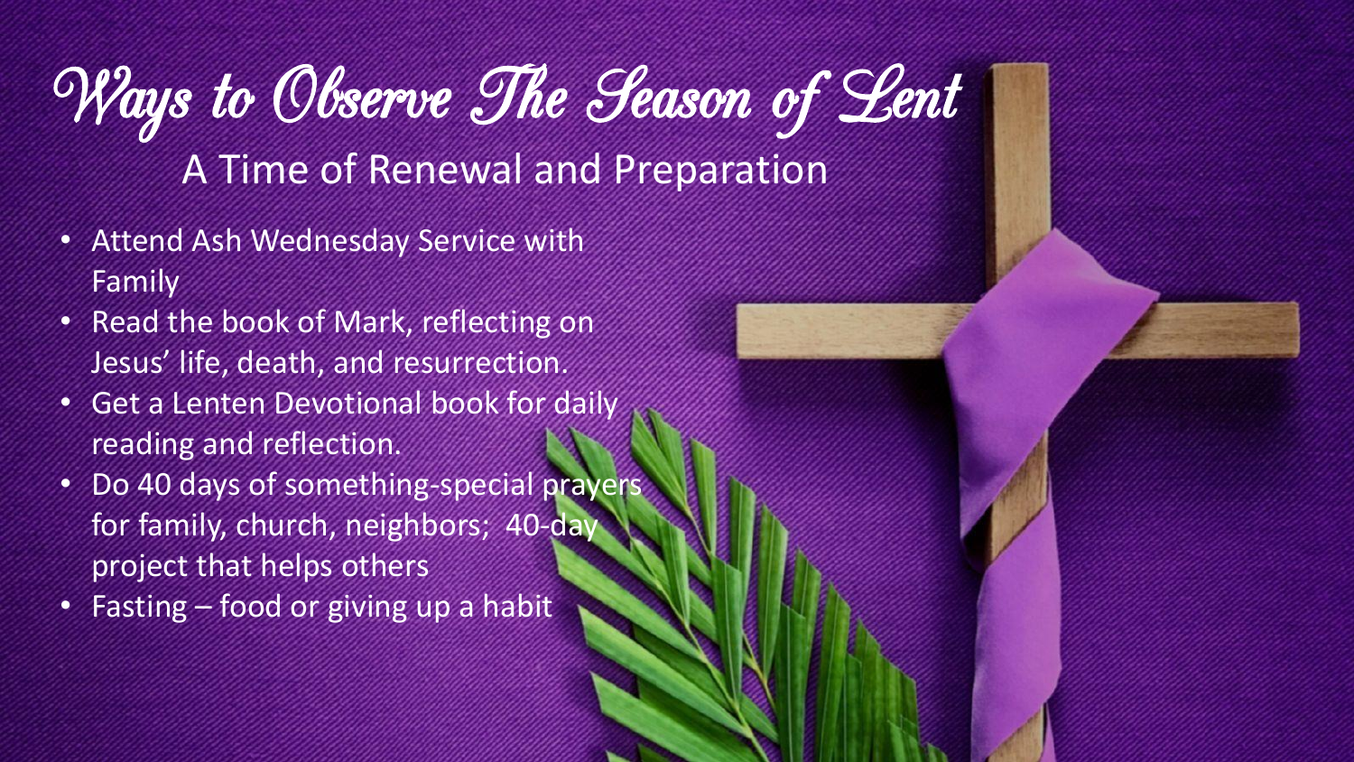# Ways to Observe The Season of Lent

## A Time of Renewal and Preparation

- Attend Ash Wednesday Service with Family
- Read the book of Mark, reflecting on Jesus' life, death, and resurrection.
- Get a Lenten Devotional book for daily reading and reflection.
- Do 40 days of something-special prayers for family, church, neighbors; 40-day project that helps others
- Fasting – food or giving up a habit